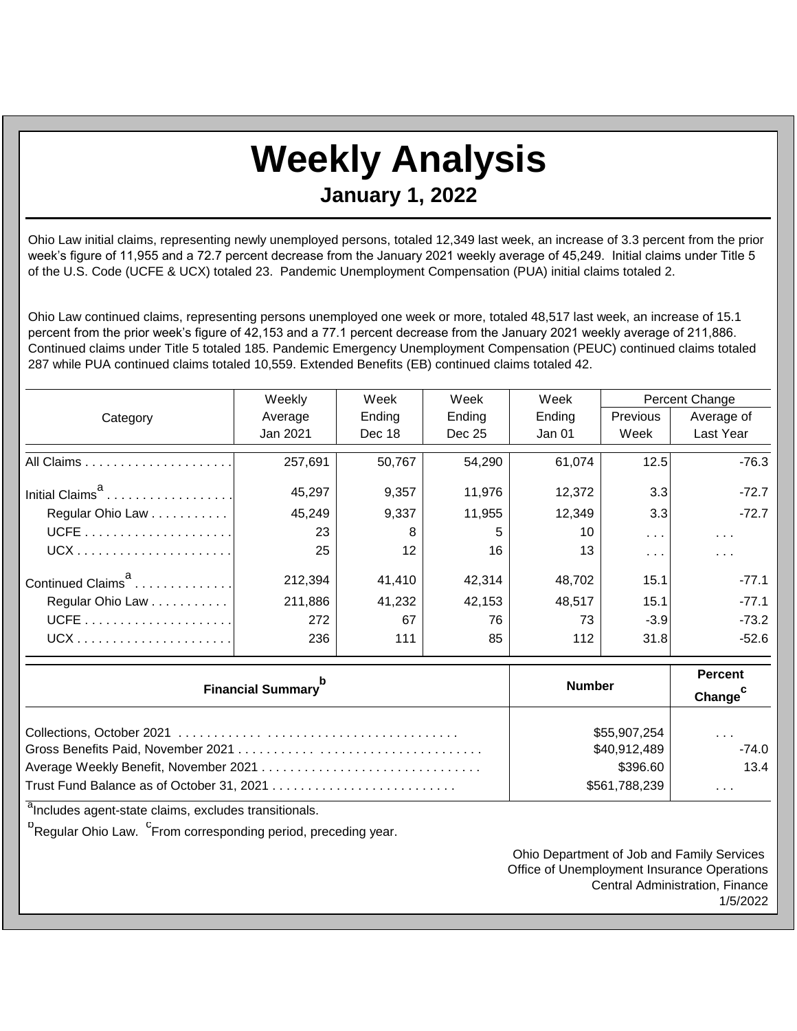# Weekly Analysis

## January 1, 2022

Ohio Law initial claims, representing newly unemployed persons, totaled 12,349 last week, an increase of 3.3 percent from the prior week's figure of 11,955 and a 72.7 percent decrease from the January 2021 weekly average of 45,249. Initial claims under Title 5 of the U.S. Code (UCFE & UCX) totaled 23. Pandemic Unemployment Compensation (PUA) initial claims totaled 2.

Ohio Law continued claims, representing persons unemployed one week or more, totaled 48,517 last week, an increase of 15.1 percent from the prior week's figure of 42,153 and a 77.1 percent decrease from the January 2021 weekly average of 211,886. Continued claims under Title 5 totaled 185. Pandemic Emergency Unemployment Compensation (PEUC) continued claims totaled 287 while PUA continued claims totaled 10,559. Extended Benefits (EB) continued claims totaled 42.

| Category | Weekly Average Jan 2021 | Week Ending Dec 18 | Week Ending Dec 25 | Week Ending Jan 01 | Percent Change | |
|---|---|---|---|---|---|---|
| | | | | | Previous Week | Average of Last Year |
| All Claims | 257,691 | 50,767 | 54,290 | 61,074 | 12.5 | -76.3 |
| Initial Claims[a] | 45,297 | 9,357 | 11,976 | 12,372 | 3.3 | -72.7 |
| Regular Ohio Law | 45,249 | 9,337 | 11,955 | 12,349 | 3.3 | -72.7 |
| UCFE | 23 | 8 | 5 | 10 | . . . | . . . |
| UCX | 25 | 12 | 16 | 13 | . . . | . . . |
| Continued Claims[a] | 212,394 | 41,410 | 42,314 | 48,702 | 15.1 | -77.1 |
| Regular Ohio Law | 211,886 | 41,232 | 42,153 | 48,517 | 15.1 | -77.1 |
| UCFE | 272 | 67 | 76 | 73 | -3.9 | -73.2 |
| UCX | 236 | 111 | 85 | 112 | 31.8 | -52.6 |

| Financial Summary[b] | Number | Percent Change[c] |
|---|---|---|
| Collections, October 2021 | $55,907,254 | . . . |
| Gross Benefits Paid, November 2021 | $40,912,489 | -74.0 |
| Average Weekly Benefit, November 2021 | $396.60 | 13.4 |
| Trust Fund Balance as of October 31, 2021 | $561,788,239 | . . . |

[a]Includes agent-state claims, excludes transitionals.

[b]Regular Ohio Law. [c]From corresponding period, preceding year.

Ohio Department of Job and Family Services
Office of Unemployment Insurance Operations
Central Administration, Finance
1/5/2022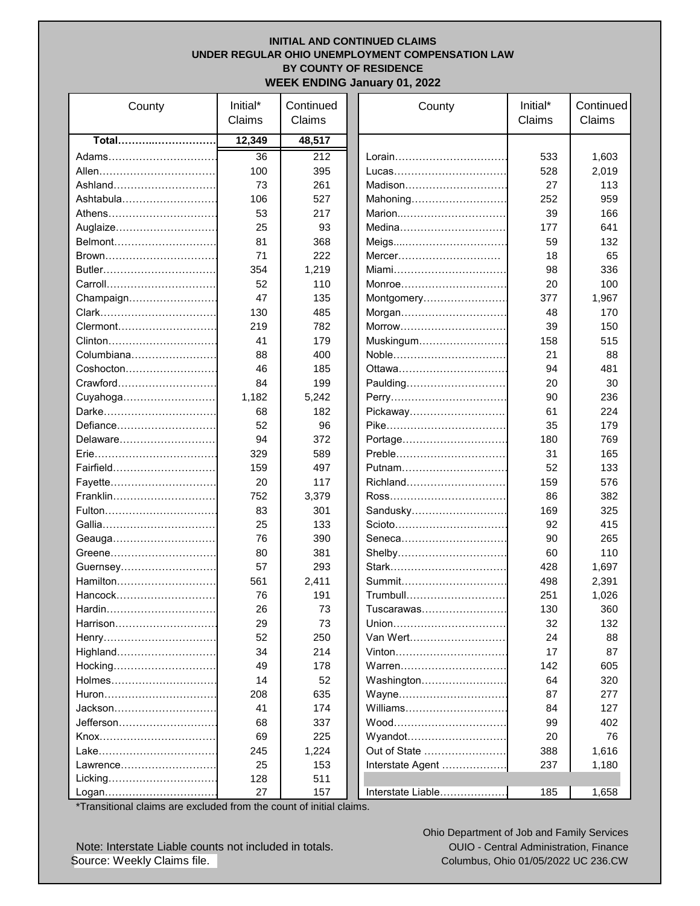**INITIAL AND CONTINUED CLAIMS**
**UNDER REGULAR OHIO UNEMPLOYMENT COMPENSATION LAW**
**BY COUNTY OF RESIDENCE**
**WEEK ENDING January 01, 2022**

| County | Initial* Claims | Continued Claims | County | Initial* Claims | Continued Claims |
|---|---|---|---|---|---|
| **Total** | **12,349** | **48,517** | | | |
| Adams | 36 | 212 | Lorain | 533 | 1,603 |
| Allen | 100 | 395 | Lucas | 528 | 2,019 |
| Ashland | 73 | 261 | Madison | 27 | 113 |
| Ashtabula | 106 | 527 | Mahoning | 252 | 959 |
| Athens | 53 | 217 | Marion | 39 | 166 |
| Auglaize | 25 | 93 | Medina | 177 | 641 |
| Belmont | 81 | 368 | Meigs | 59 | 132 |
| Brown | 71 | 222 | Mercer | 18 | 65 |
| Butler | 354 | 1,219 | Miami | 98 | 336 |
| Carroll | 52 | 110 | Monroe | 20 | 100 |
| Champaign | 47 | 135 | Montgomery | 377 | 1,967 |
| Clark | 130 | 485 | Morgan | 48 | 170 |
| Clermont | 219 | 782 | Morrow | 39 | 150 |
| Clinton | 41 | 179 | Muskingum | 158 | 515 |
| Columbiana | 88 | 400 | Noble | 21 | 88 |
| Coshocton | 46 | 185 | Ottawa | 94 | 481 |
| Crawford | 84 | 199 | Paulding | 20 | 30 |
| Cuyahoga | 1,182 | 5,242 | Perry | 90 | 236 |
| Darke | 68 | 182 | Pickaway | 61 | 224 |
| Defiance | 52 | 96 | Pike | 35 | 179 |
| Delaware | 94 | 372 | Portage | 180 | 769 |
| Erie | 329 | 589 | Preble | 31 | 165 |
| Fairfield | 159 | 497 | Putnam | 52 | 133 |
| Fayette | 20 | 117 | Richland | 159 | 576 |
| Franklin | 752 | 3,379 | Ross | 86 | 382 |
| Fulton | 83 | 301 | Sandusky | 169 | 325 |
| Gallia | 25 | 133 | Scioto | 92 | 415 |
| Geauga | 76 | 390 | Seneca | 90 | 265 |
| Greene | 80 | 381 | Shelby | 60 | 110 |
| Guernsey | 57 | 293 | Stark | 428 | 1,697 |
| Hamilton | 561 | 2,411 | Summit | 498 | 2,391 |
| Hancock | 76 | 191 | Trumbull | 251 | 1,026 |
| Hardin | 26 | 73 | Tuscarawas | 130 | 360 |
| Harrison | 29 | 73 | Union | 32 | 132 |
| Henry | 52 | 250 | Van Wert | 24 | 88 |
| Highland | 34 | 214 | Vinton | 17 | 87 |
| Hocking | 49 | 178 | Warren | 142 | 605 |
| Holmes | 14 | 52 | Washington | 64 | 320 |
| Huron | 208 | 635 | Wayne | 87 | 277 |
| Jackson | 41 | 174 | Williams | 84 | 127 |
| Jefferson | 68 | 337 | Wood | 99 | 402 |
| Knox | 69 | 225 | Wyandot | 20 | 76 |
| Lake | 245 | 1,224 | Out of State | 388 | 1,616 |
| Lawrence | 25 | 153 | Interstate Agent | 237 | 1,180 |
| Licking | 128 | 511 | | | |
| Logan | 27 | 157 | Interstate Liable | 185 | 1,658 |

*Transitional claims are excluded from the count of initial claims.

Note: Interstate Liable counts not included in totals.
Source: Weekly Claims file.

Ohio Department of Job and Family Services
OUIO - Central Administration, Finance
Columbus, Ohio 01/05/2022 UC 236.CW